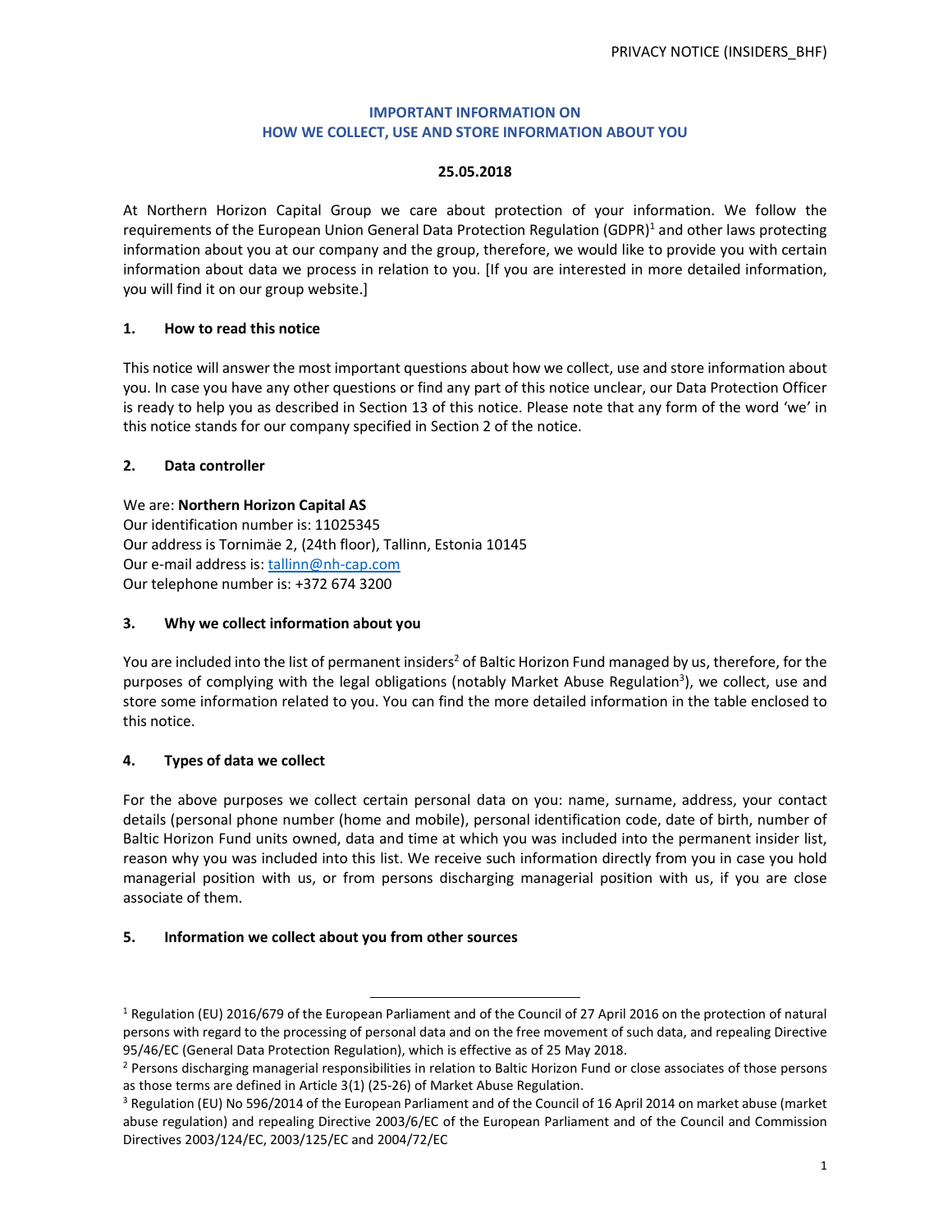**IMPORTANT INFORMATION ON**
**HOW WE COLLECT, USE AND STORE INFORMATION ABOUT YOU**

**25.05.2018**

At Northern Horizon Capital Group we care about protection of your information. We follow the requirements of the European Union General Data Protection Regulation (GDPR)[1] and other laws protecting information about you at our company and the group, therefore, we would like to provide you with certain information about data we process in relation to you. [If you are interested in more detailed information, you will find it on our group website.]

## 1. How to read this notice

This notice will answer the most important questions about how we collect, use and store information about you. In case you have any other questions or find any part of this notice unclear, our Data Protection Officer is ready to help you as described in Section 13 of this notice. Please note that any form of the word 'we' in this notice stands for our company specified in Section 2 of the notice.

## 2. Data controller

We are: **Northern Horizon Capital AS**
Our identification number is: 11025345
Our address is Tornimäe 2, (24th floor), Tallinn, Estonia 10145
Our e-mail address is: tallinn@nh-cap.com
Our telephone number is: +372 674 3200

## 3. Why we collect information about you

You are included into the list of permanent insiders[2] of Baltic Horizon Fund managed by us, therefore, for the purposes of complying with the legal obligations (notably Market Abuse Regulation[3]), we collect, use and store some information related to you. You can find the more detailed information in the table enclosed to this notice.

## 4. Types of data we collect

For the above purposes we collect certain personal data on you: name, surname, address, your contact details (personal phone number (home and mobile), personal identification code, date of birth, number of Baltic Horizon Fund units owned, data and time at which you was included into the permanent insider list, reason why you was included into this list. We receive such information directly from you in case you hold managerial position with us, or from persons discharging managerial position with us, if you are close associate of them.

## 5. Information we collect about you from other sources

---

[1] Regulation (EU) 2016/679 of the European Parliament and of the Council of 27 April 2016 on the protection of natural persons with regard to the processing of personal data and on the free movement of such data, and repealing Directive 95/46/EC (General Data Protection Regulation), which is effective as of 25 May 2018.

[2] Persons discharging managerial responsibilities in relation to Baltic Horizon Fund or close associates of those persons as those terms are defined in Article 3(1) (25-26) of Market Abuse Regulation.

[3] Regulation (EU) No 596/2014 of the European Parliament and of the Council of 16 April 2014 on market abuse (market abuse regulation) and repealing Directive 2003/6/EC of the European Parliament and of the Council and Commission Directives 2003/124/EC, 2003/125/EC and 2004/72/EC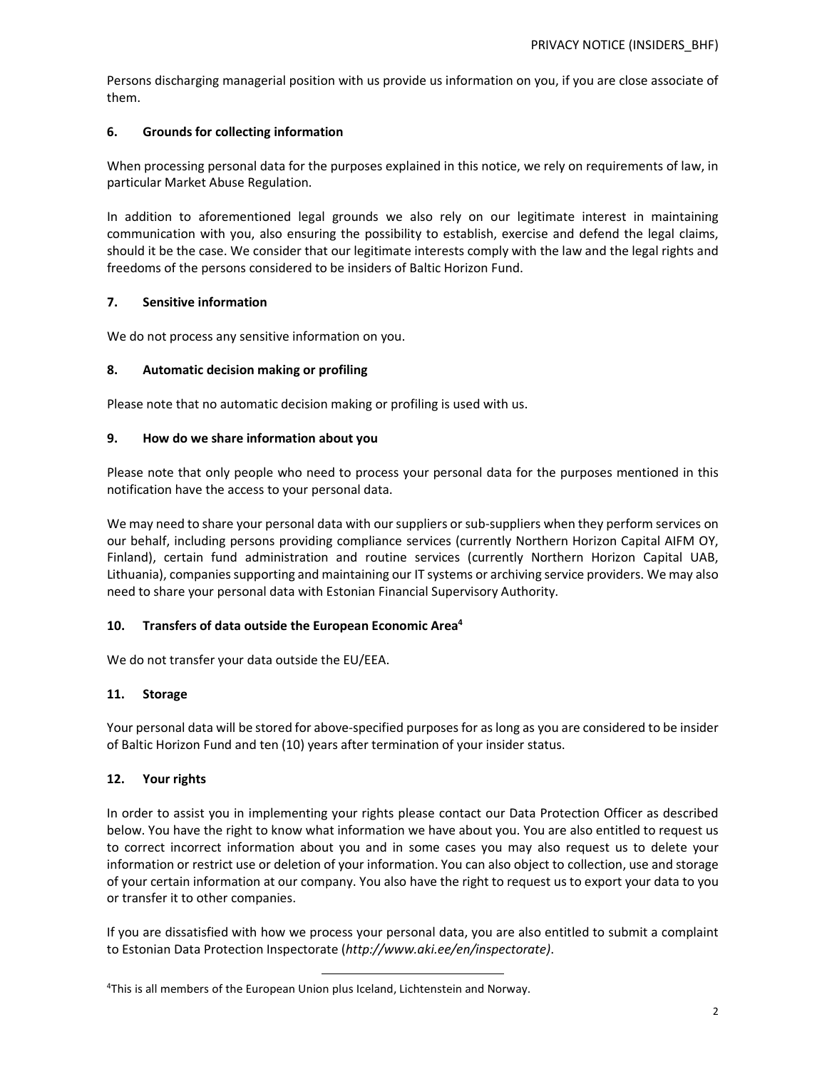Persons discharging managerial position with us provide us information on you, if you are close associate of them.

## 6. Grounds for collecting information

When processing personal data for the purposes explained in this notice, we rely on requirements of law, in particular Market Abuse Regulation.

In addition to aforementioned legal grounds we also rely on our legitimate interest in maintaining communication with you, also ensuring the possibility to establish, exercise and defend the legal claims, should it be the case. We consider that our legitimate interests comply with the law and the legal rights and freedoms of the persons considered to be insiders of Baltic Horizon Fund.

## 7. Sensitive information

We do not process any sensitive information on you.

## 8. Automatic decision making or profiling

Please note that no automatic decision making or profiling is used with us.

## 9. How do we share information about you

Please note that only people who need to process your personal data for the purposes mentioned in this notification have the access to your personal data.

We may need to share your personal data with our suppliers or sub-suppliers when they perform services on our behalf, including persons providing compliance services (currently Northern Horizon Capital AIFM OY, Finland), certain fund administration and routine services (currently Northern Horizon Capital UAB, Lithuania), companies supporting and maintaining our IT systems or archiving service providers. We may also need to share your personal data with Estonian Financial Supervisory Authority.

## 10. Transfers of data outside the European Economic Area[4]

We do not transfer your data outside the EU/EEA.

## 11. Storage

Your personal data will be stored for above-specified purposes for as long as you are considered to be insider of Baltic Horizon Fund and ten (10) years after termination of your insider status.

## 12. Your rights

In order to assist you in implementing your rights please contact our Data Protection Officer as described below. You have the right to know what information we have about you. You are also entitled to request us to correct incorrect information about you and in some cases you may also request us to delete your information or restrict use or deletion of your information. You can also object to collection, use and storage of your certain information at our company. You also have the right to request us to export your data to you or transfer it to other companies.

If you are dissatisfied with how we process your personal data, you are also entitled to submit a complaint to Estonian Data Protection Inspectorate (*http://www.aki.ee/en/inspectorate)*.

---

[4]This is all members of the European Union plus Iceland, Lichtenstein and Norway.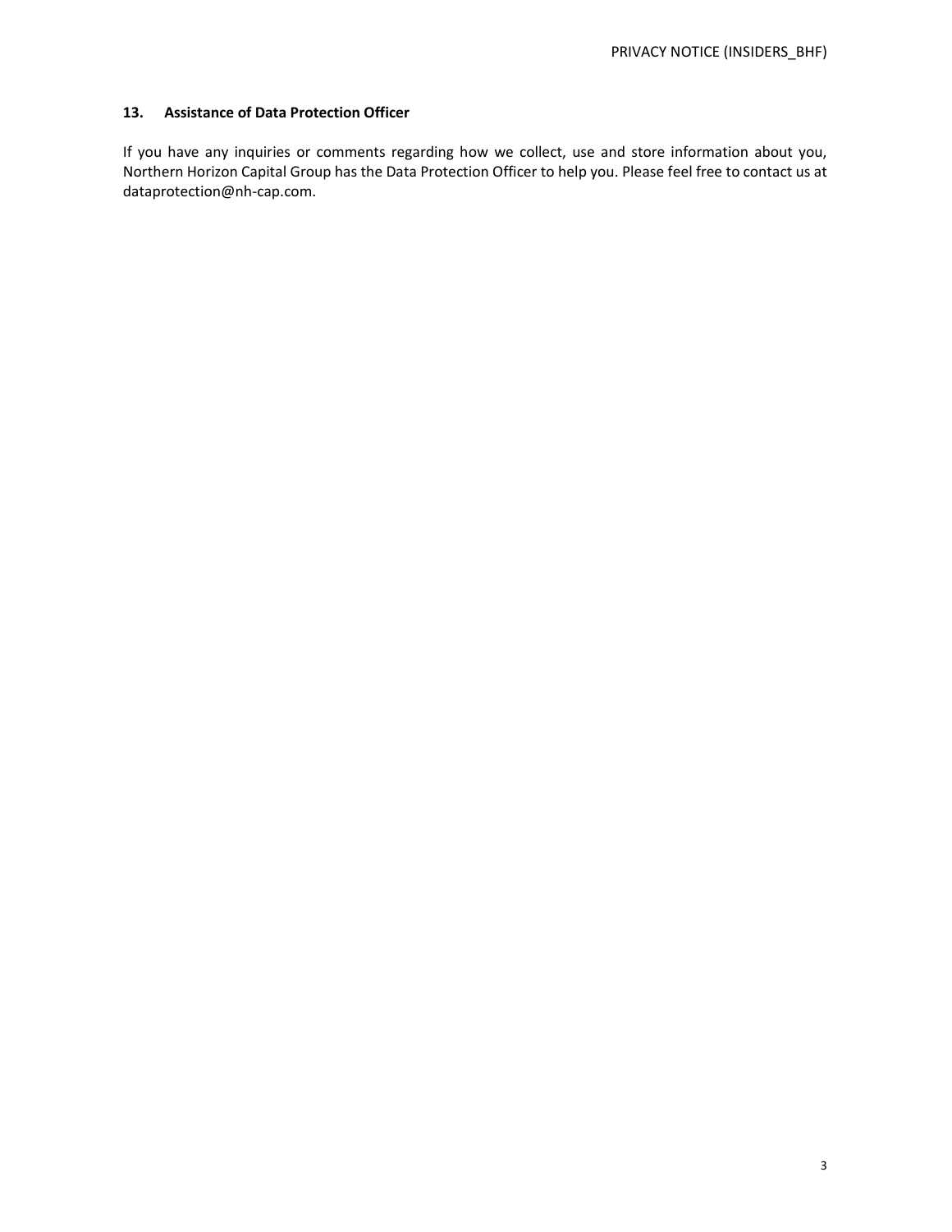## 13. Assistance of Data Protection Officer

If you have any inquiries or comments regarding how we collect, use and store information about you, Northern Horizon Capital Group has the Data Protection Officer to help you. Please feel free to contact us at dataprotection@nh-cap.com.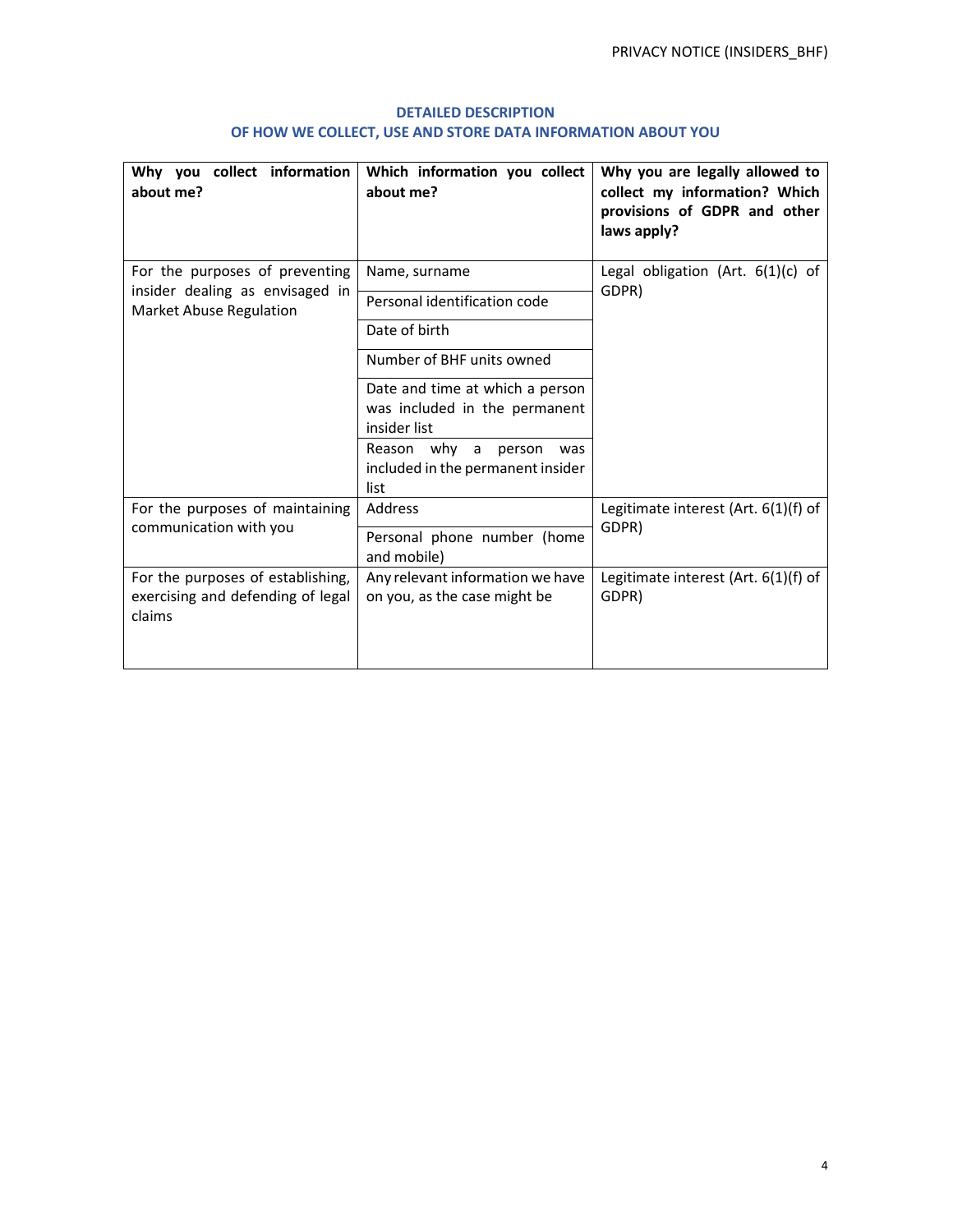## DETAILED DESCRIPTION OF HOW WE COLLECT, USE AND STORE DATA INFORMATION ABOUT YOU

| **Why you collect information about me?** | **Which information you collect about me?** | **Why you are legally allowed to collect my information? Which provisions of GDPR and other laws apply?** |
|---|---|---|
| For the purposes of preventing insider dealing as envisaged in Market Abuse Regulation | Name, surname | Legal obligation (Art. 6(1)(c) of GDPR) |
| | Personal identification code | |
| | Date of birth | |
| | Number of BHF units owned | |
| | Date and time at which a person was included in the permanent insider list | |
| | Reason why a person was included in the permanent insider list | |
| For the purposes of maintaining communication with you | Address | Legitimate interest (Art. 6(1)(f) of GDPR) |
| | Personal phone number (home and mobile) | |
| For the purposes of establishing, exercising and defending of legal claims | Any relevant information we have on you, as the case might be | Legitimate interest (Art. 6(1)(f) of GDPR) |